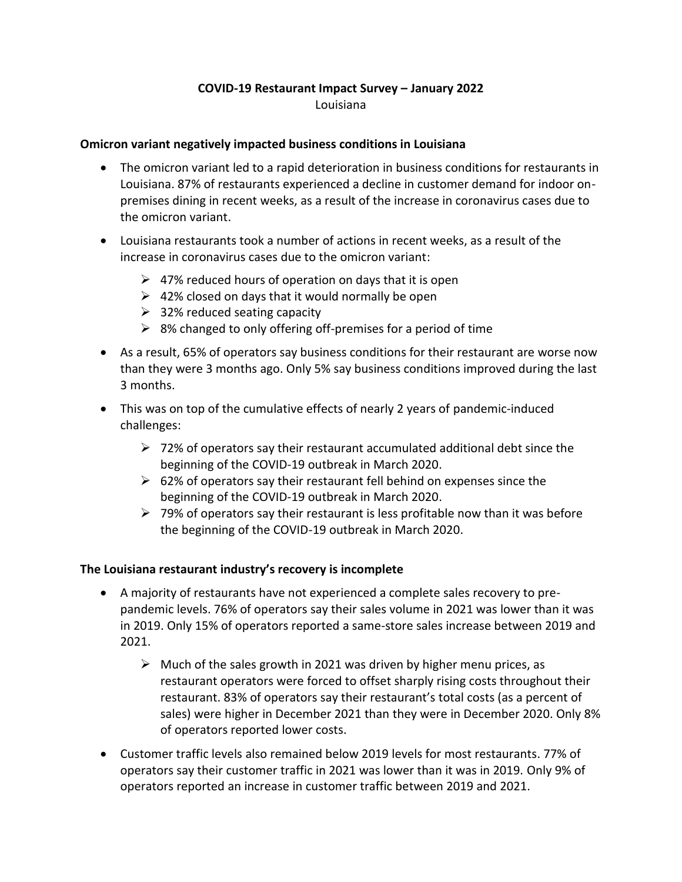# COVID-19 Restaurant Impact Survey – January 2022

Louisiana

## Omicron variant negatively impacted business conditions in Louisiana

- The omicron variant led to a rapid deterioration in business conditions for restaurants in Louisiana. 87% of restaurants experienced a decline in customer demand for indoor on-premises dining in recent weeks, as a result of the increase in coronavirus cases due to the omicron variant.
- Louisiana restaurants took a number of actions in recent weeks, as a result of the increase in coronavirus cases due to the omicron variant:
    - 47% reduced hours of operation on days that it is open
    - 42% closed on days that it would normally be open
    - 32% reduced seating capacity
    - 8% changed to only offering off-premises for a period of time
- As a result, 65% of operators say business conditions for their restaurant are worse now than they were 3 months ago. Only 5% say business conditions improved during the last 3 months.
- This was on top of the cumulative effects of nearly 2 years of pandemic-induced challenges:
    - 72% of operators say their restaurant accumulated additional debt since the beginning of the COVID-19 outbreak in March 2020.
    - 62% of operators say their restaurant fell behind on expenses since the beginning of the COVID-19 outbreak in March 2020.
    - 79% of operators say their restaurant is less profitable now than it was before the beginning of the COVID-19 outbreak in March 2020.

## The Louisiana restaurant industry's recovery is incomplete

- A majority of restaurants have not experienced a complete sales recovery to pre-pandemic levels. 76% of operators say their sales volume in 2021 was lower than it was in 2019. Only 15% of operators reported a same-store sales increase between 2019 and 2021.
    - Much of the sales growth in 2021 was driven by higher menu prices, as restaurant operators were forced to offset sharply rising costs throughout their restaurant. 83% of operators say their restaurant's total costs (as a percent of sales) were higher in December 2021 than they were in December 2020. Only 8% of operators reported lower costs.
- Customer traffic levels also remained below 2019 levels for most restaurants. 77% of operators say their customer traffic in 2021 was lower than it was in 2019. Only 9% of operators reported an increase in customer traffic between 2019 and 2021.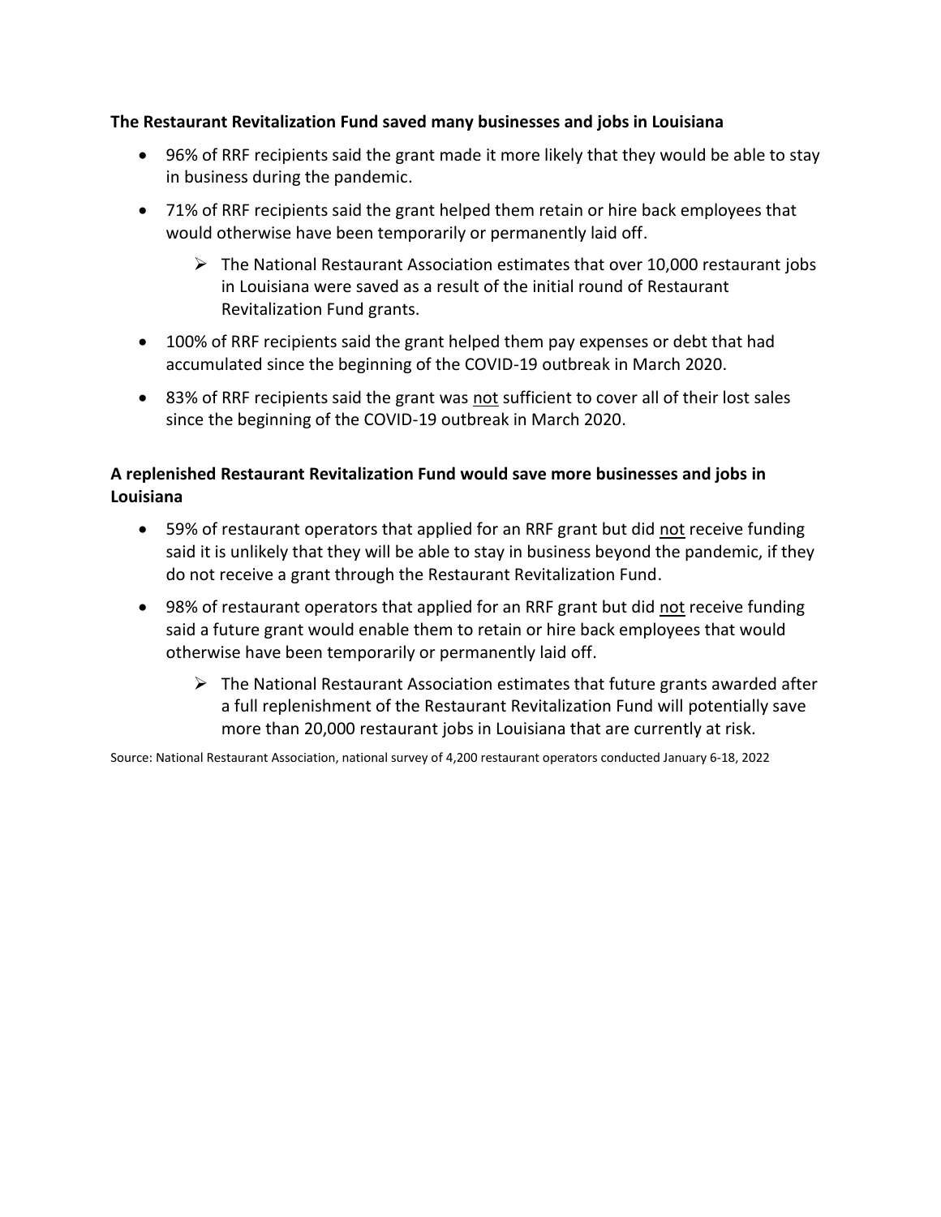**The Restaurant Revitalization Fund saved many businesses and jobs in Louisiana**

- 96% of RRF recipients said the grant made it more likely that they would be able to stay in business during the pandemic.
- 71% of RRF recipients said the grant helped them retain or hire back employees that would otherwise have been temporarily or permanently laid off.
  - The National Restaurant Association estimates that over 10,000 restaurant jobs in Louisiana were saved as a result of the initial round of Restaurant Revitalization Fund grants.
- 100% of RRF recipients said the grant helped them pay expenses or debt that had accumulated since the beginning of the COVID-19 outbreak in March 2020.
- 83% of RRF recipients said the grant was <u>not</u> sufficient to cover all of their lost sales since the beginning of the COVID-19 outbreak in March 2020.

**A replenished Restaurant Revitalization Fund would save more businesses and jobs in Louisiana**

- 59% of restaurant operators that applied for an RRF grant but did <u>not</u> receive funding said it is unlikely that they will be able to stay in business beyond the pandemic, if they do not receive a grant through the Restaurant Revitalization Fund.
- 98% of restaurant operators that applied for an RRF grant but did <u>not</u> receive funding said a future grant would enable them to retain or hire back employees that would otherwise have been temporarily or permanently laid off.
  - The National Restaurant Association estimates that future grants awarded after a full replenishment of the Restaurant Revitalization Fund will potentially save more than 20,000 restaurant jobs in Louisiana that are currently at risk.

Source: National Restaurant Association, national survey of 4,200 restaurant operators conducted January 6-18, 2022